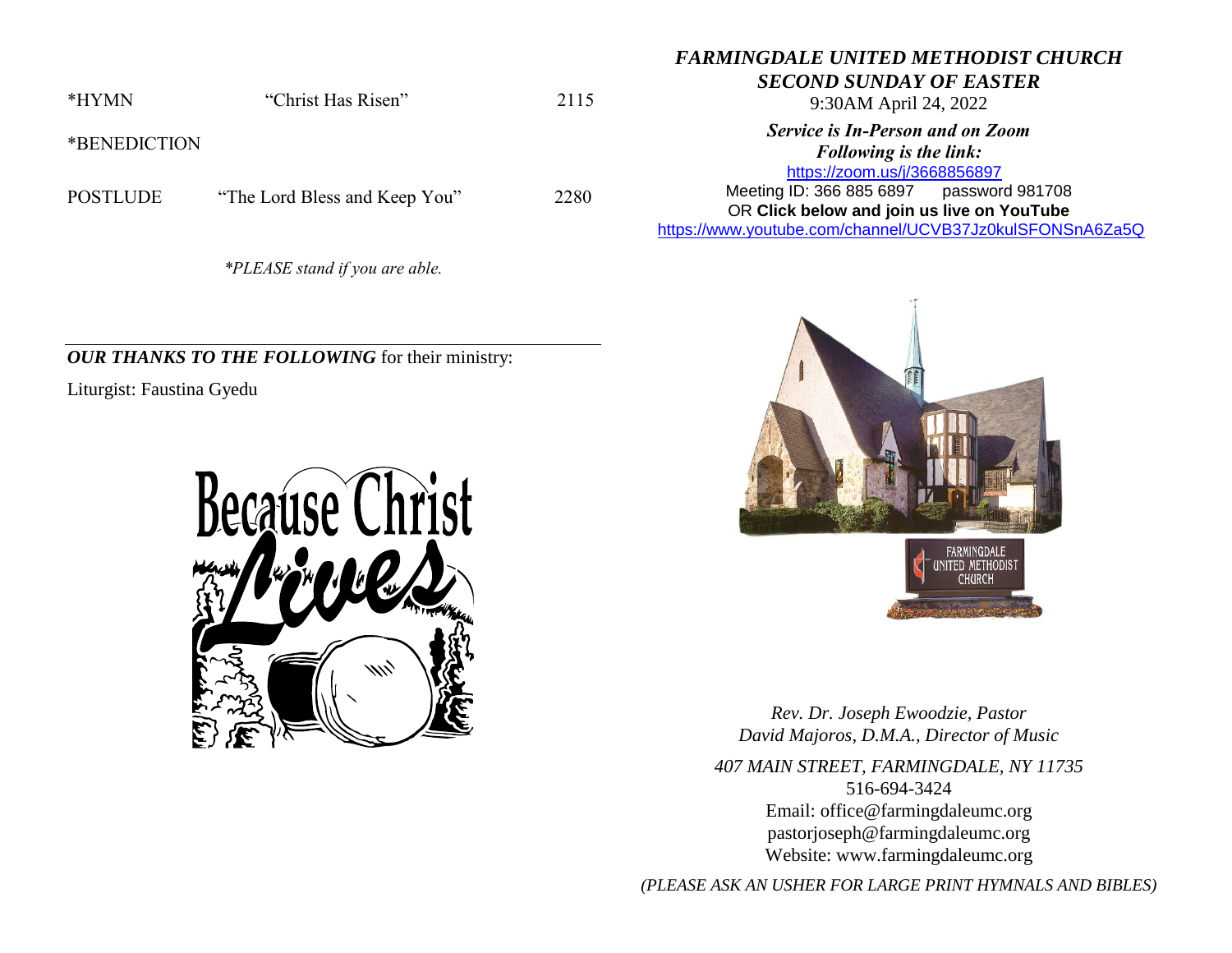*HYMN "Christ Has Risen" 2115

*BENEDICTION

POSTLUDE "The Lord Bless and Keep You" 2280

*\*PLEASE stand if you are able.*

---

***OUR THANKS TO THE FOLLOWING*** for their ministry:

Liturgist: Faustina Gyedu

# *FARMINGDALE UNITED METHODIST CHURCH*
## *SECOND SUNDAY OF EASTER*

9:30AM April 24, 2022

***Service is In-Person and on Zoom***
***Following is the link:***

https://zoom.us/j/3668856897

Meeting ID: 366 885 6897 password 981708

OR **Click below and join us live on YouTube**

https://www.youtube.com/channel/UCVB37Jz0kulSFONSnA6Za5Q

*Rev. Dr. Joseph Ewoodzie, Pastor*
*David Majoros, D.M.A., Director of Music*

*407 MAIN STREET, FARMINGDALE, NY 11735*
516-694-3424
Email: office@farmingdaleumc.org
pastorjoseph@farmingdaleumc.org
Website: www.farmingdaleumc.org

*(PLEASE ASK AN USHER FOR LARGE PRINT HYMNALS AND BIBLES)*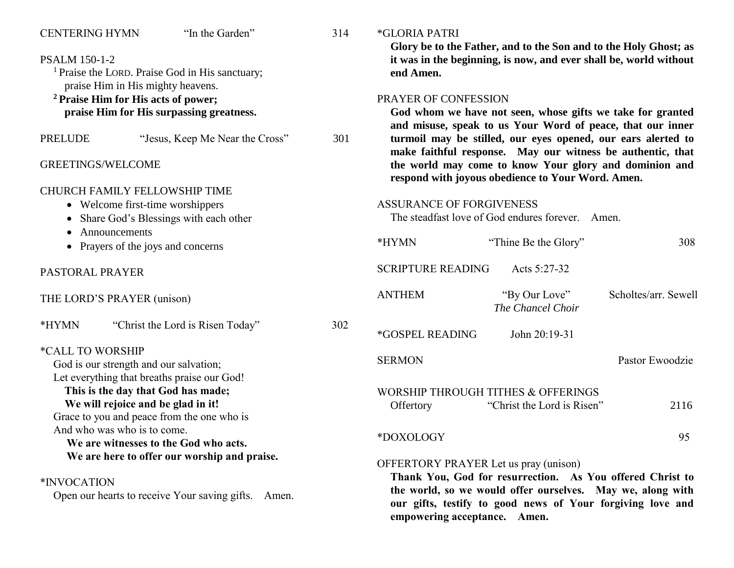CENTERING HYMN "In the Garden" 314

PSALM 150-1-2

[1] Praise the LORD. Praise God in His sanctuary;
praise Him in His mighty heavens.

**[2] Praise Him for His acts of power;**
**praise Him for His surpassing greatness.**

PRELUDE "Jesus, Keep Me Near the Cross" 301

GREETINGS/WELCOME

CHURCH FAMILY FELLOWSHIP TIME

- Welcome first-time worshippers
- Share God's Blessings with each other
- Announcements
- Prayers of the joys and concerns

PASTORAL PRAYER

THE LORD'S PRAYER (unison)

*HYMN "Christ the Lord is Risen Today" 302

*CALL TO WORSHIP

God is our strength and our salvation;
Let everything that breaths praise our God!

**This is the day that God has made;**
**We will rejoice and be glad in it!**

Grace to you and peace from the one who is
And who was who is to come.

**We are witnesses to the God who acts.**
**We are here to offer our worship and praise.**

*INVOCATION

Open our hearts to receive Your saving gifts. Amen.

*GLORIA PATRI

**Glory be to the Father, and to the Son and to the Holy Ghost; as it was in the beginning, is now, and ever shall be, world without end Amen.**

PRAYER OF CONFESSION

**God whom we have not seen, whose gifts we take for granted and misuse, speak to us Your Word of peace, that our inner turmoil may be stilled, our eyes opened, our ears alerted to make faithful response. May our witness be authentic, that the world may come to know Your glory and dominion and respond with joyous obedience to Your Word. Amen.**

ASSURANCE OF FORGIVENESS

The steadfast love of God endures forever. Amen.

*HYMN "Thine Be the Glory" 308

SCRIPTURE READING Acts 5:27-32

ANTHEM "By Our Love" Scholtes/arr. Sewell
*The Chancel Choir*

*GOSPEL READING John 20:19-31

SERMON Pastor Ewoodzie

WORSHIP THROUGH TITHES & OFFERINGS

Offertory "Christ the Lord is Risen" 2116

*DOXOLOGY 95

OFFERTORY PRAYER Let us pray (unison)

**Thank You, God for resurrection. As You offered Christ to the world, so we would offer ourselves. May we, along with our gifts, testify to good news of Your forgiving love and empowering acceptance. Amen.**